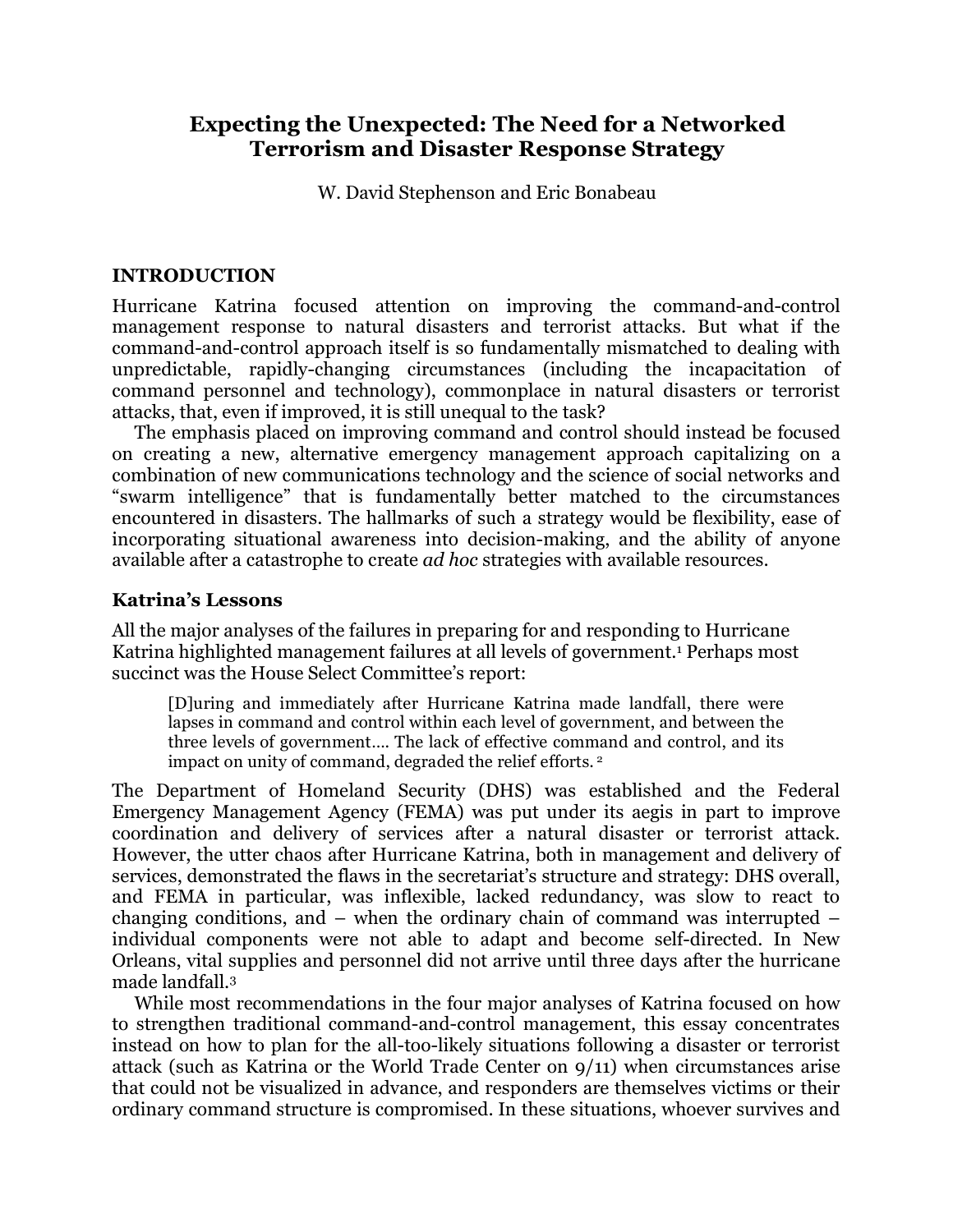# Expecting the Unexpected: The Need for a Networked Terrorism and Disaster Response Strategy

W. David Stephenson and Eric Bonabeau

## INTRODUCTION

Hurricane Katrina focused attention on improving the command-and-control management response to natural disasters and terrorist attacks. But what if the command-and-control approach itself is so fundamentally mismatched to dealing with unpredictable, rapidly-changing circumstances (including the incapacitation of command personnel and technology), commonplace in natural disasters or terrorist attacks, that, even if improved, it is still unequal to the task?

The emphasis placed on improving command and control should instead be focused on creating a new, alternative emergency management approach capitalizing on a combination of new communications technology and the science of social networks and "swarm intelligence" that is fundamentally better matched to the circumstances encountered in disasters. The hallmarks of such a strategy would be flexibility, ease of incorporating situational awareness into decision-making, and the ability of anyone available after a catastrophe to create *ad hoc* strategies with available resources.

### Katrina's Lessons

All the major analyses of the failures in preparing for and responding to Hurricane Katrina highlighted management failures at all levels of government.[1] Perhaps most succinct was the House Select Committee's report:

> [D]uring and immediately after Hurricane Katrina made landfall, there were lapses in command and control within each level of government, and between the three levels of government.... The lack of effective command and control, and its impact on unity of command, degraded the relief efforts. [2]

The Department of Homeland Security (DHS) was established and the Federal Emergency Management Agency (FEMA) was put under its aegis in part to improve coordination and delivery of services after a natural disaster or terrorist attack. However, the utter chaos after Hurricane Katrina, both in management and delivery of services, demonstrated the flaws in the secretariat's structure and strategy: DHS overall, and FEMA in particular, was inflexible, lacked redundancy, was slow to react to changing conditions, and – when the ordinary chain of command was interrupted – individual components were not able to adapt and become self-directed. In New Orleans, vital supplies and personnel did not arrive until three days after the hurricane made landfall.[3]

While most recommendations in the four major analyses of Katrina focused on how to strengthen traditional command-and-control management, this essay concentrates instead on how to plan for the all-too-likely situations following a disaster or terrorist attack (such as Katrina or the World Trade Center on 9/11) when circumstances arise that could not be visualized in advance, and responders are themselves victims or their ordinary command structure is compromised. In these situations, whoever survives and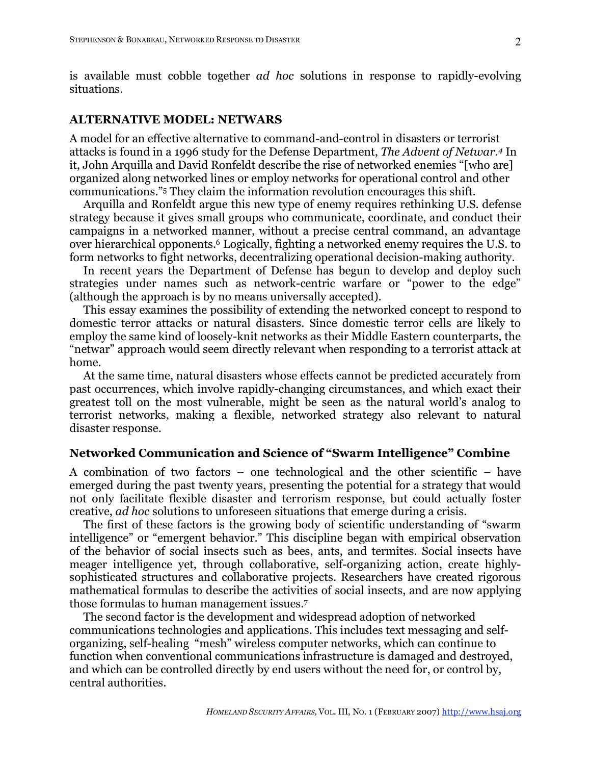is available must cobble together *ad hoc* solutions in response to rapidly-evolving situations.

## ALTERNATIVE MODEL: NETWARS

A model for an effective alternative to command-and-control in disasters or terrorist attacks is found in a 1996 study for the Defense Department, *The Advent of Netwar.*[4] In it, John Arquilla and David Ronfeldt describe the rise of networked enemies "[who are] organized along networked lines or employ networks for operational control and other communications."[5] They claim the information revolution encourages this shift.

Arquilla and Ronfeldt argue this new type of enemy requires rethinking U.S. defense strategy because it gives small groups who communicate, coordinate, and conduct their campaigns in a networked manner, without a precise central command, an advantage over hierarchical opponents.[6] Logically, fighting a networked enemy requires the U.S. to form networks to fight networks, decentralizing operational decision-making authority.

In recent years the Department of Defense has begun to develop and deploy such strategies under names such as network-centric warfare or "power to the edge" (although the approach is by no means universally accepted).

This essay examines the possibility of extending the networked concept to respond to domestic terror attacks or natural disasters. Since domestic terror cells are likely to employ the same kind of loosely-knit networks as their Middle Eastern counterparts, the "netwar" approach would seem directly relevant when responding to a terrorist attack at home.

At the same time, natural disasters whose effects cannot be predicted accurately from past occurrences, which involve rapidly-changing circumstances, and which exact their greatest toll on the most vulnerable, might be seen as the natural world's analog to terrorist networks, making a flexible, networked strategy also relevant to natural disaster response.

### Networked Communication and Science of "Swarm Intelligence" Combine

A combination of two factors – one technological and the other scientific – have emerged during the past twenty years, presenting the potential for a strategy that would not only facilitate flexible disaster and terrorism response, but could actually foster creative, *ad hoc* solutions to unforeseen situations that emerge during a crisis.

The first of these factors is the growing body of scientific understanding of "swarm intelligence" or "emergent behavior." This discipline began with empirical observation of the behavior of social insects such as bees, ants, and termites. Social insects have meager intelligence yet, through collaborative, self-organizing action, create highly-sophisticated structures and collaborative projects. Researchers have created rigorous mathematical formulas to describe the activities of social insects, and are now applying those formulas to human management issues.[7]

The second factor is the development and widespread adoption of networked communications technologies and applications. This includes text messaging and self-organizing, self-healing "mesh" wireless computer networks, which can continue to function when conventional communications infrastructure is damaged and destroyed, and which can be controlled directly by end users without the need for, or control by, central authorities.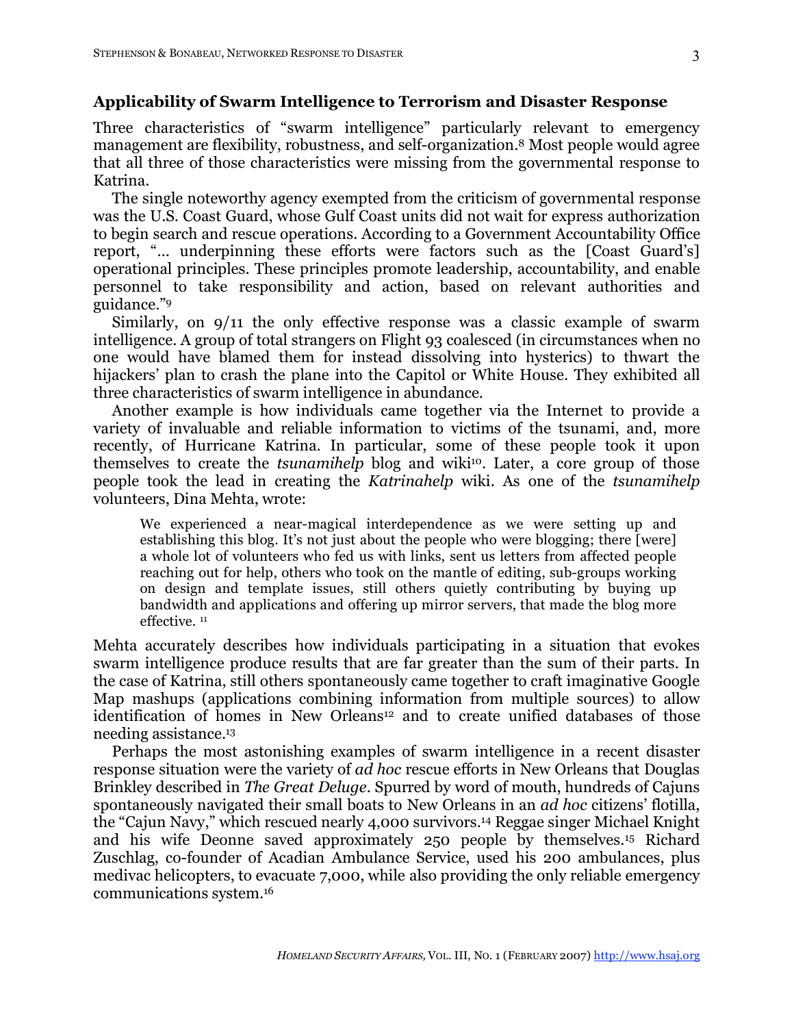**Applicability of Swarm Intelligence to Terrorism and Disaster Response**

Three characteristics of "swarm intelligence" particularly relevant to emergency management are flexibility, robustness, and self-organization.[8] Most people would agree that all three of those characteristics were missing from the governmental response to Katrina.

The single noteworthy agency exempted from the criticism of governmental response was the U.S. Coast Guard, whose Gulf Coast units did not wait for express authorization to begin search and rescue operations. According to a Government Accountability Office report, "… underpinning these efforts were factors such as the [Coast Guard's] operational principles. These principles promote leadership, accountability, and enable personnel to take responsibility and action, based on relevant authorities and guidance."[9]

Similarly, on 9/11 the only effective response was a classic example of swarm intelligence. A group of total strangers on Flight 93 coalesced (in circumstances when no one would have blamed them for instead dissolving into hysterics) to thwart the hijackers' plan to crash the plane into the Capitol or White House. They exhibited all three characteristics of swarm intelligence in abundance.

Another example is how individuals came together via the Internet to provide a variety of invaluable and reliable information to victims of the tsunami, and, more recently, of Hurricane Katrina. In particular, some of these people took it upon themselves to create the *tsunamihelp* blog and wiki[10]. Later, a core group of those people took the lead in creating the *Katrinahelp* wiki. As one of the *tsunamihelp* volunteers, Dina Mehta, wrote:

> We experienced a near-magical interdependence as we were setting up and establishing this blog. It's not just about the people who were blogging; there [were] a whole lot of volunteers who fed us with links, sent us letters from affected people reaching out for help, others who took on the mantle of editing, sub-groups working on design and template issues, still others quietly contributing by buying up bandwidth and applications and offering up mirror servers, that made the blog more effective. [11]

Mehta accurately describes how individuals participating in a situation that evokes swarm intelligence produce results that are far greater than the sum of their parts. In the case of Katrina, still others spontaneously came together to craft imaginative Google Map mashups (applications combining information from multiple sources) to allow identification of homes in New Orleans[12] and to create unified databases of those needing assistance.[13]

Perhaps the most astonishing examples of swarm intelligence in a recent disaster response situation were the variety of *ad hoc* rescue efforts in New Orleans that Douglas Brinkley described in *The Great Deluge*. Spurred by word of mouth, hundreds of Cajuns spontaneously navigated their small boats to New Orleans in an *ad hoc* citizens' flotilla, the "Cajun Navy," which rescued nearly 4,000 survivors.[14] Reggae singer Michael Knight and his wife Deonne saved approximately 250 people by themselves.[15] Richard Zuschlag, co-founder of Acadian Ambulance Service, used his 200 ambulances, plus medivac helicopters, to evacuate 7,000, while also providing the only reliable emergency communications system.[16]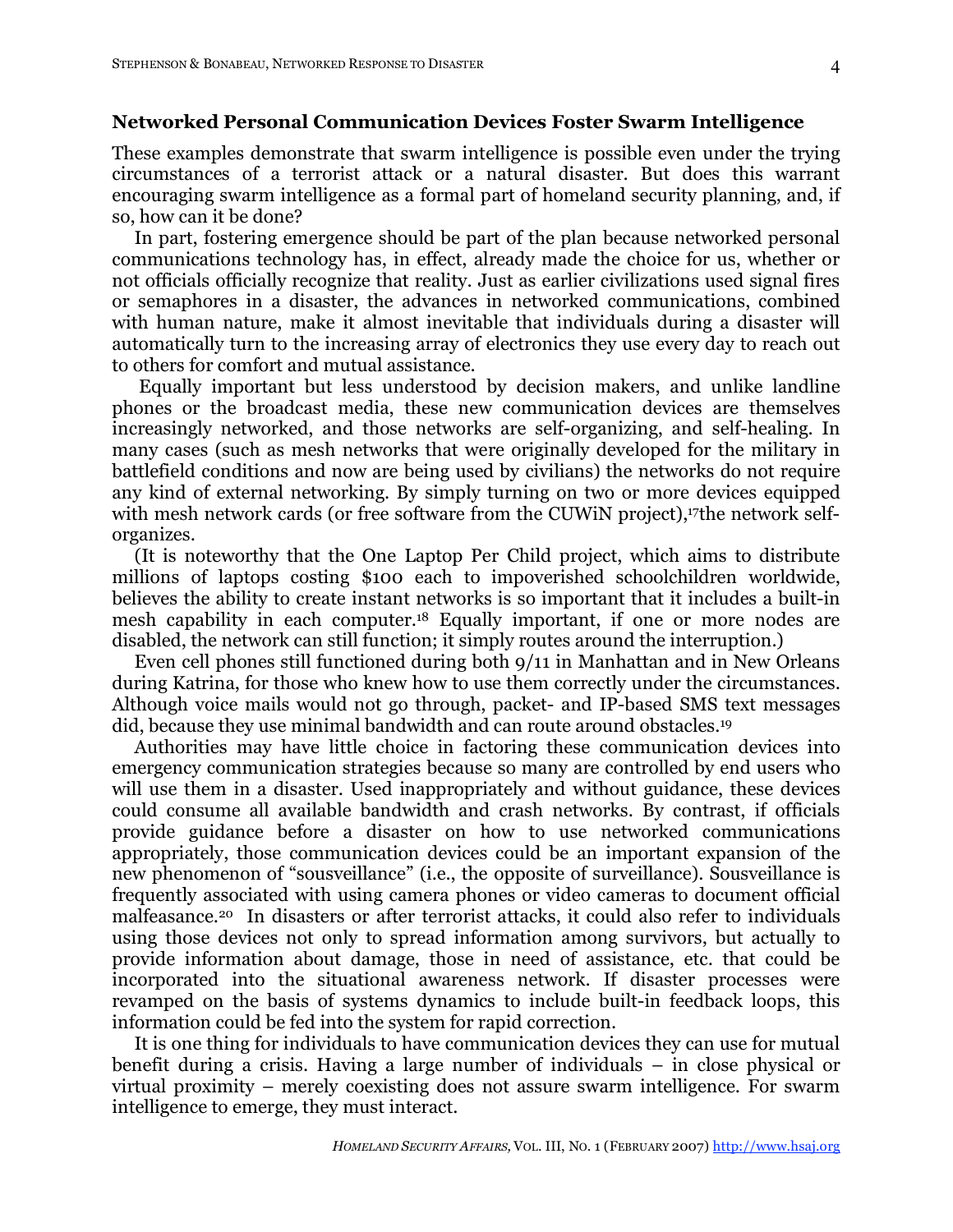**Networked Personal Communication Devices Foster Swarm Intelligence**

These examples demonstrate that swarm intelligence is possible even under the trying circumstances of a terrorist attack or a natural disaster. But does this warrant encouraging swarm intelligence as a formal part of homeland security planning, and, if so, how can it be done?

In part, fostering emergence should be part of the plan because networked personal communications technology has, in effect, already made the choice for us, whether or not officials officially recognize that reality. Just as earlier civilizations used signal fires or semaphores in a disaster, the advances in networked communications, combined with human nature, make it almost inevitable that individuals during a disaster will automatically turn to the increasing array of electronics they use every day to reach out to others for comfort and mutual assistance.

Equally important but less understood by decision makers, and unlike landline phones or the broadcast media, these new communication devices are themselves increasingly networked, and those networks are self-organizing, and self-healing. In many cases (such as mesh networks that were originally developed for the military in battlefield conditions and now are being used by civilians) the networks do not require any kind of external networking. By simply turning on two or more devices equipped with mesh network cards (or free software from the CUWiN project),[17] the network self-organizes.

(It is noteworthy that the One Laptop Per Child project, which aims to distribute millions of laptops costing $100 each to impoverished schoolchildren worldwide, believes the ability to create instant networks is so important that it includes a built-in mesh capability in each computer.[18] Equally important, if one or more nodes are disabled, the network can still function; it simply routes around the interruption.)

Even cell phones still functioned during both 9/11 in Manhattan and in New Orleans during Katrina, for those who knew how to use them correctly under the circumstances. Although voice mails would not go through, packet- and IP-based SMS text messages did, because they use minimal bandwidth and can route around obstacles.[19]

Authorities may have little choice in factoring these communication devices into emergency communication strategies because so many are controlled by end users who will use them in a disaster. Used inappropriately and without guidance, these devices could consume all available bandwidth and crash networks. By contrast, if officials provide guidance before a disaster on how to use networked communications appropriately, those communication devices could be an important expansion of the new phenomenon of "sousveillance" (i.e., the opposite of surveillance). Sousveillance is frequently associated with using camera phones or video cameras to document official malfeasance.[20] In disasters or after terrorist attacks, it could also refer to individuals using those devices not only to spread information among survivors, but actually to provide information about damage, those in need of assistance, etc. that could be incorporated into the situational awareness network. If disaster processes were revamped on the basis of systems dynamics to include built-in feedback loops, this information could be fed into the system for rapid correction.

It is one thing for individuals to have communication devices they can use for mutual benefit during a crisis. Having a large number of individuals – in close physical or virtual proximity – merely coexisting does not assure swarm intelligence. For swarm intelligence to emerge, they must interact.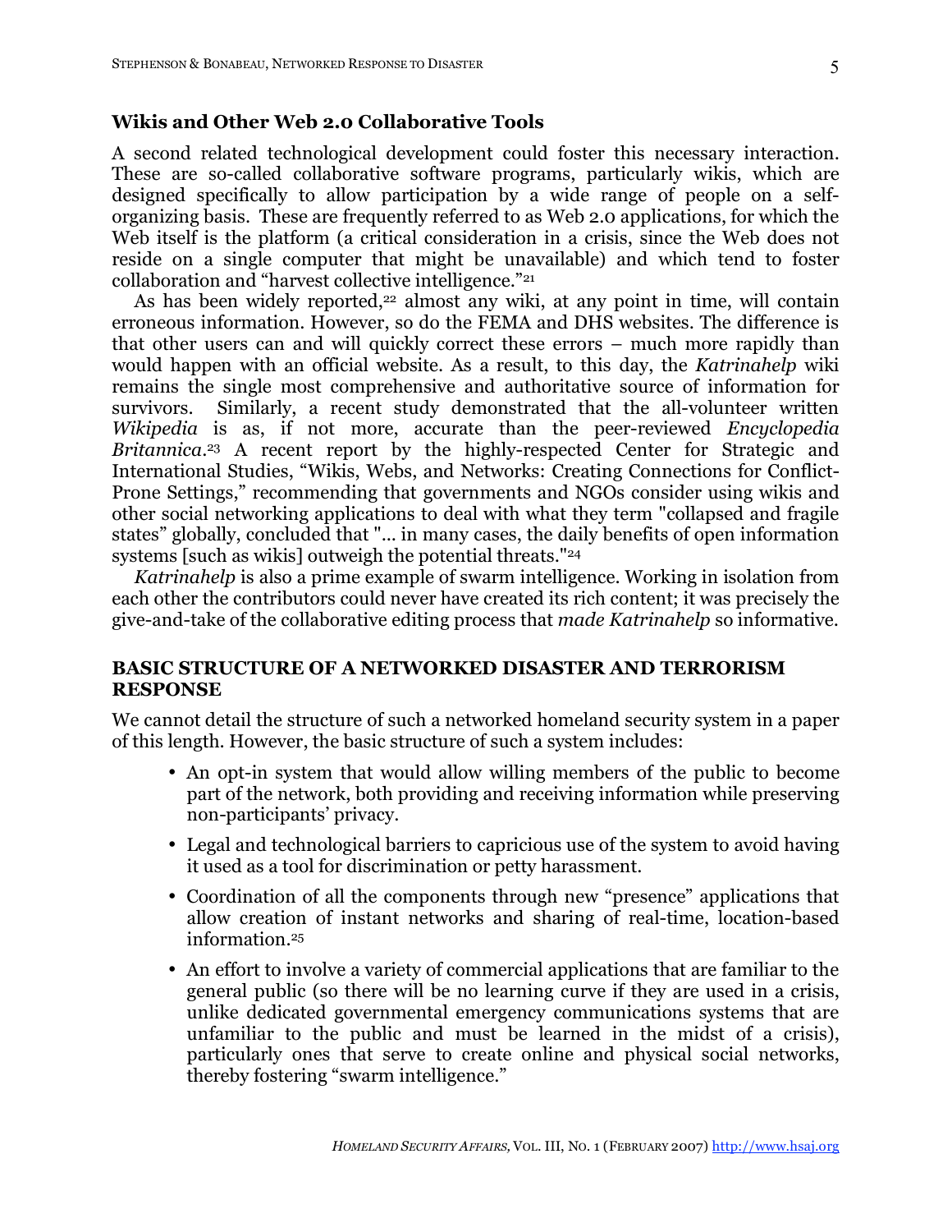## Wikis and Other Web 2.0 Collaborative Tools

A second related technological development could foster this necessary interaction. These are so-called collaborative software programs, particularly wikis, which are designed specifically to allow participation by a wide range of people on a self-organizing basis. These are frequently referred to as Web 2.0 applications, for which the Web itself is the platform (a critical consideration in a crisis, since the Web does not reside on a single computer that might be unavailable) and which tend to foster collaboration and "harvest collective intelligence."[21]

As has been widely reported,[22] almost any wiki, at any point in time, will contain erroneous information. However, so do the FEMA and DHS websites. The difference is that other users can and will quickly correct these errors – much more rapidly than would happen with an official website. As a result, to this day, the *Katrinahelp* wiki remains the single most comprehensive and authoritative source of information for survivors. Similarly, a recent study demonstrated that the all-volunteer written *Wikipedia* is as, if not more, accurate than the peer-reviewed *Encyclopedia Britannica*.[23] A recent report by the highly-respected Center for Strategic and International Studies, "Wikis, Webs, and Networks: Creating Connections for Conflict-Prone Settings," recommending that governments and NGOs consider using wikis and other social networking applications to deal with what they term "collapsed and fragile states" globally, concluded that "... in many cases, the daily benefits of open information systems [such as wikis] outweigh the potential threats."[24]

*Katrinahelp* is also a prime example of swarm intelligence. Working in isolation from each other the contributors could never have created its rich content; it was precisely the give-and-take of the collaborative editing process that *made Katrinahelp* so informative.

## BASIC STRUCTURE OF A NETWORKED DISASTER AND TERRORISM RESPONSE

We cannot detail the structure of such a networked homeland security system in a paper of this length. However, the basic structure of such a system includes:

- An opt-in system that would allow willing members of the public to become part of the network, both providing and receiving information while preserving non-participants' privacy.
- Legal and technological barriers to capricious use of the system to avoid having it used as a tool for discrimination or petty harassment.
- Coordination of all the components through new "presence" applications that allow creation of instant networks and sharing of real-time, location-based information.[25]
- An effort to involve a variety of commercial applications that are familiar to the general public (so there will be no learning curve if they are used in a crisis, unlike dedicated governmental emergency communications systems that are unfamiliar to the public and must be learned in the midst of a crisis), particularly ones that serve to create online and physical social networks, thereby fostering "swarm intelligence."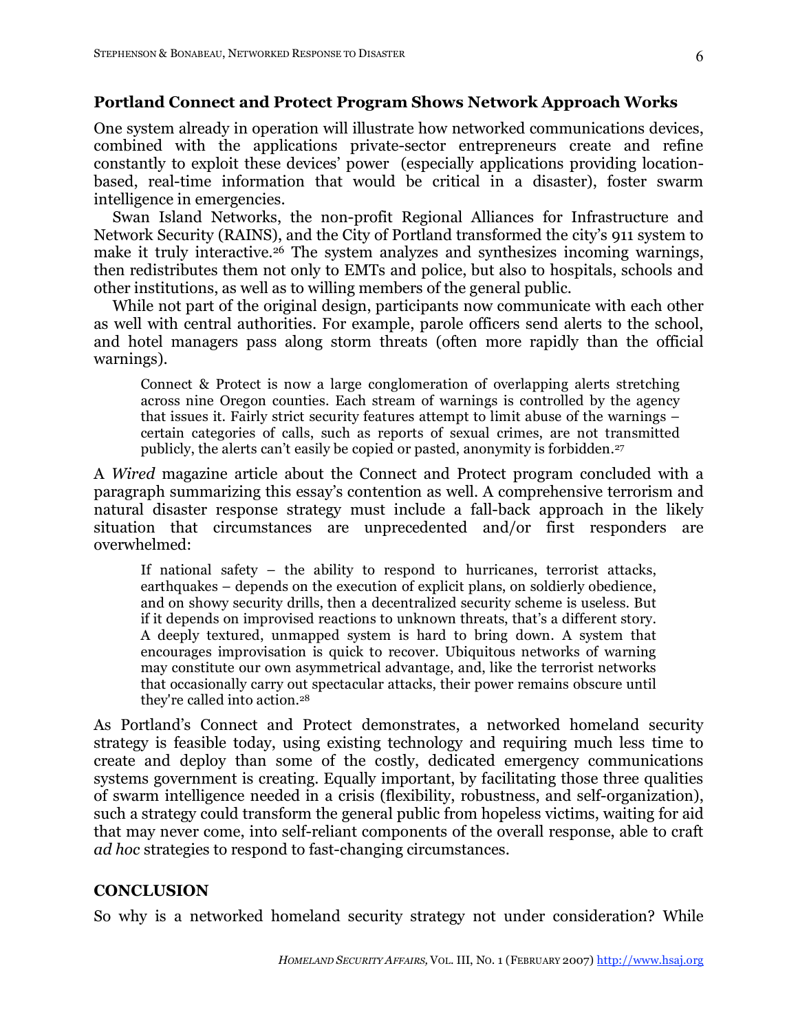**Portland Connect and Protect Program Shows Network Approach Works**

One system already in operation will illustrate how networked communications devices, combined with the applications private-sector entrepreneurs create and refine constantly to exploit these devices' power (especially applications providing location-based, real-time information that would be critical in a disaster), foster swarm intelligence in emergencies.

Swan Island Networks, the non-profit Regional Alliances for Infrastructure and Network Security (RAINS), and the City of Portland transformed the city's 911 system to make it truly interactive.[26] The system analyzes and synthesizes incoming warnings, then redistributes them not only to EMTs and police, but also to hospitals, schools and other institutions, as well as to willing members of the general public.

While not part of the original design, participants now communicate with each other as well with central authorities. For example, parole officers send alerts to the school, and hotel managers pass along storm threats (often more rapidly than the official warnings).

> Connect & Protect is now a large conglomeration of overlapping alerts stretching across nine Oregon counties. Each stream of warnings is controlled by the agency that issues it. Fairly strict security features attempt to limit abuse of the warnings – certain categories of calls, such as reports of sexual crimes, are not transmitted publicly, the alerts can't easily be copied or pasted, anonymity is forbidden.[27]

A *Wired* magazine article about the Connect and Protect program concluded with a paragraph summarizing this essay's contention as well. A comprehensive terrorism and natural disaster response strategy must include a fall-back approach in the likely situation that circumstances are unprecedented and/or first responders are overwhelmed:

> If national safety – the ability to respond to hurricanes, terrorist attacks, earthquakes – depends on the execution of explicit plans, on soldierly obedience, and on showy security drills, then a decentralized security scheme is useless. But if it depends on improvised reactions to unknown threats, that's a different story. A deeply textured, unmapped system is hard to bring down. A system that encourages improvisation is quick to recover. Ubiquitous networks of warning may constitute our own asymmetrical advantage, and, like the terrorist networks that occasionally carry out spectacular attacks, their power remains obscure until they're called into action.[28]

As Portland's Connect and Protect demonstrates, a networked homeland security strategy is feasible today, using existing technology and requiring much less time to create and deploy than some of the costly, dedicated emergency communications systems government is creating. Equally important, by facilitating those three qualities of swarm intelligence needed in a crisis (flexibility, robustness, and self-organization), such a strategy could transform the general public from hopeless victims, waiting for aid that may never come, into self-reliant components of the overall response, able to craft *ad hoc* strategies to respond to fast-changing circumstances.

## CONCLUSION

So why is a networked homeland security strategy not under consideration? While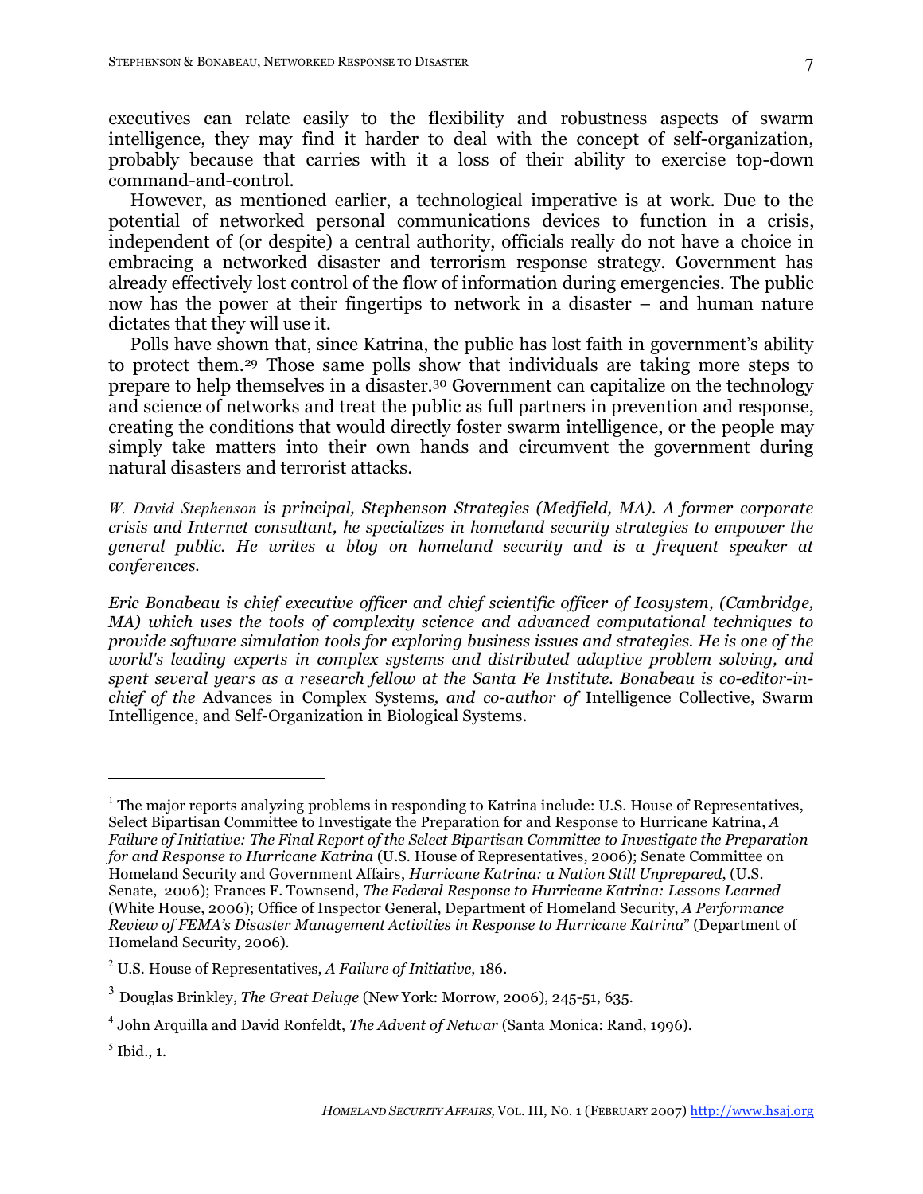executives can relate easily to the flexibility and robustness aspects of swarm intelligence, they may find it harder to deal with the concept of self-organization, probably because that carries with it a loss of their ability to exercise top-down command-and-control.

However, as mentioned earlier, a technological imperative is at work. Due to the potential of networked personal communications devices to function in a crisis, independent of (or despite) a central authority, officials really do not have a choice in embracing a networked disaster and terrorism response strategy. Government has already effectively lost control of the flow of information during emergencies. The public now has the power at their fingertips to network in a disaster – and human nature dictates that they will use it.

Polls have shown that, since Katrina, the public has lost faith in government's ability to protect them.[29] Those same polls show that individuals are taking more steps to prepare to help themselves in a disaster.[30] Government can capitalize on the technology and science of networks and treat the public as full partners in prevention and response, creating the conditions that would directly foster swarm intelligence, or the people may simply take matters into their own hands and circumvent the government during natural disasters and terrorist attacks.

*W. David Stephenson is principal, Stephenson Strategies (Medfield, MA). A former corporate crisis and Internet consultant, he specializes in homeland security strategies to empower the general public. He writes a blog on homeland security and is a frequent speaker at conferences.*

*Eric Bonabeau is chief executive officer and chief scientific officer of Icosystem, (Cambridge, MA) which uses the tools of complexity science and advanced computational techniques to provide software simulation tools for exploring business issues and strategies. He is one of the world's leading experts in complex systems and distributed adaptive problem solving, and spent several years as a research fellow at the Santa Fe Institute. Bonabeau is co-editor-in-chief of the* Advances in Complex Systems*, and co-author of* Intelligence Collective, Swarm Intelligence, and Self-Organization in Biological Systems.

---

[1] The major reports analyzing problems in responding to Katrina include: U.S. House of Representatives, Select Bipartisan Committee to Investigate the Preparation for and Response to Hurricane Katrina, *A Failure of Initiative: The Final Report of the Select Bipartisan Committee to Investigate the Preparation for and Response to Hurricane Katrina* (U.S. House of Representatives, 2006); Senate Committee on Homeland Security and Government Affairs, *Hurricane Katrina: a Nation Still Unprepared*, (U.S. Senate, 2006); Frances F. Townsend, *The Federal Response to Hurricane Katrina: Lessons Learned* (White House, 2006); Office of Inspector General, Department of Homeland Security, *A Performance Review of FEMA's Disaster Management Activities in Response to Hurricane Katrina*" (Department of Homeland Security, 2006).

[2] U.S. House of Representatives, *A Failure of Initiative*, 186.

[3] Douglas Brinkley, *The Great Deluge* (New York: Morrow, 2006), 245-51, 635.

[4] John Arquilla and David Ronfeldt, *The Advent of Netwar* (Santa Monica: Rand, 1996).

[5] Ibid., 1.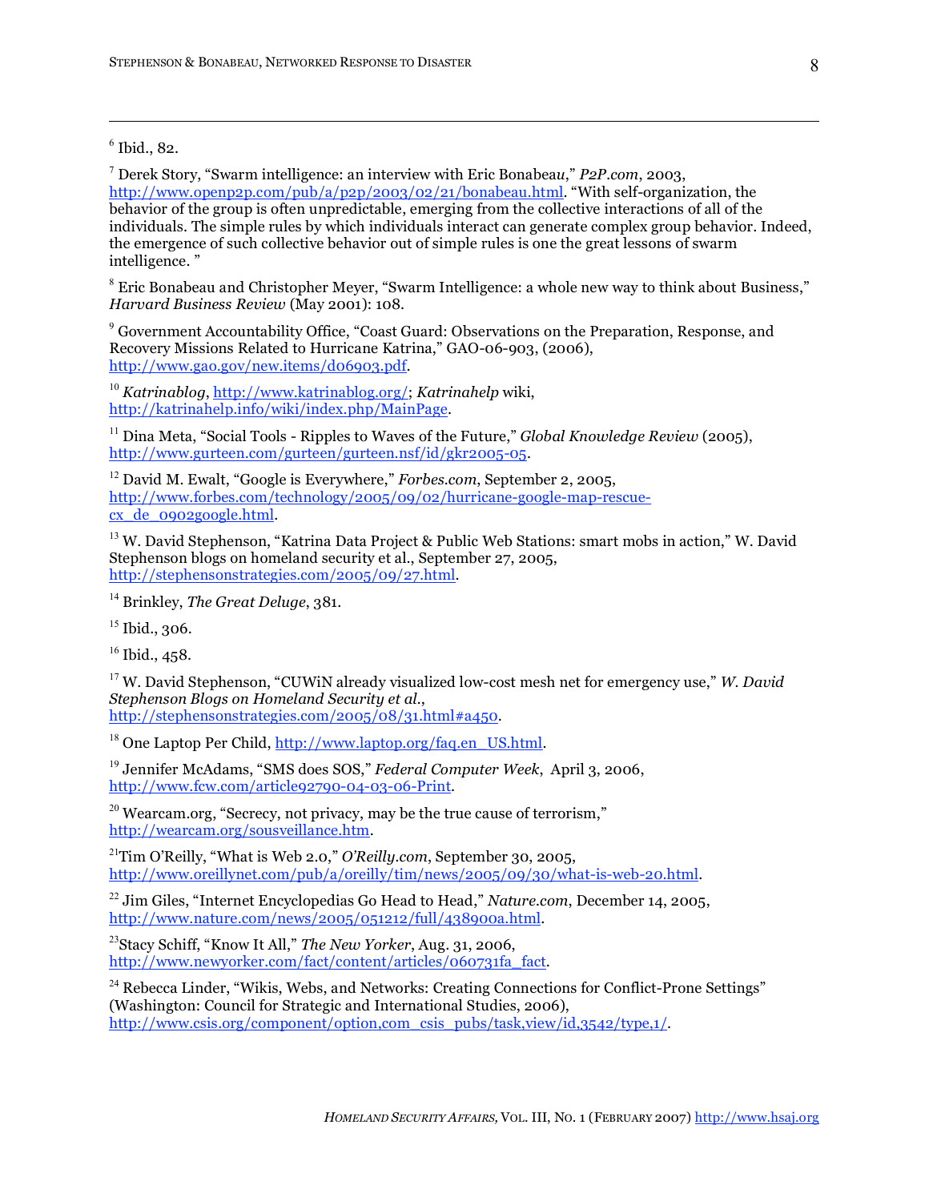[6] Ibid., 82.

[7] Derek Story, "Swarm intelligence: an interview with Eric Bonabeau," *P2P.com*, 2003, http://www.openp2p.com/pub/a/p2p/2003/02/21/bonabeau.html. "With self-organization, the behavior of the group is often unpredictable, emerging from the collective interactions of all of the individuals. The simple rules by which individuals interact can generate complex group behavior. Indeed, the emergence of such collective behavior out of simple rules is one the great lessons of swarm intelligence. "

[8] Eric Bonabeau and Christopher Meyer, "Swarm Intelligence: a whole new way to think about Business," *Harvard Business Review* (May 2001): 108.

[9] Government Accountability Office, "Coast Guard: Observations on the Preparation, Response, and Recovery Missions Related to Hurricane Katrina," GAO-06-903, (2006), http://www.gao.gov/new.items/d06903.pdf.

[10] *Katrinablog*, http://www.katrinablog.org/; *Katrinahelp* wiki, http://katrinahelp.info/wiki/index.php/MainPage.

[11] Dina Meta, "Social Tools - Ripples to Waves of the Future," *Global Knowledge Review* (2005), http://www.gurteen.com/gurteen/gurteen.nsf/id/gkr2005-05.

[12] David M. Ewalt, "Google is Everywhere," *Forbes.com*, September 2, 2005, http://www.forbes.com/technology/2005/09/02/hurricane-google-map-rescue-cx_de_0902google.html.

[13] W. David Stephenson, "Katrina Data Project & Public Web Stations: smart mobs in action," W. David Stephenson blogs on homeland security et al., September 27, 2005, http://stephensonstrategies.com/2005/09/27.html.

[14] Brinkley, *The Great Deluge*, 381.

[15] Ibid., 306.

[16] Ibid., 458.

[17] W. David Stephenson, "CUWiN already visualized low-cost mesh net for emergency use," *W. David Stephenson Blogs on Homeland Security et al.*, http://stephensonstrategies.com/2005/08/31.html#a450.

[18] One Laptop Per Child, http://www.laptop.org/faq.en_US.html.

[19] Jennifer McAdams, "SMS does SOS," *Federal Computer Week*, April 3, 2006, http://www.fcw.com/article92790-04-03-06-Print.

[20] Wearcam.org, "Secrecy, not privacy, may be the true cause of terrorism," http://wearcam.org/sousveillance.htm.

[21] Tim O'Reilly, "What is Web 2.0," *O'Reilly.com*, September 30, 2005, http://www.oreillynet.com/pub/a/oreilly/tim/news/2005/09/30/what-is-web-20.html.

[22] Jim Giles, "Internet Encyclopedias Go Head to Head," *Nature.com*, December 14, 2005, http://www.nature.com/news/2005/051212/full/438900a.html.

[23] Stacy Schiff, "Know It All," *The New Yorker*, Aug. 31, 2006, http://www.newyorker.com/fact/content/articles/060731fa_fact.

[24] Rebecca Linder, "Wikis, Webs, and Networks: Creating Connections for Conflict-Prone Settings" (Washington: Council for Strategic and International Studies, 2006), http://www.csis.org/component/option,com_csis_pubs/task,view/id,3542/type,1/.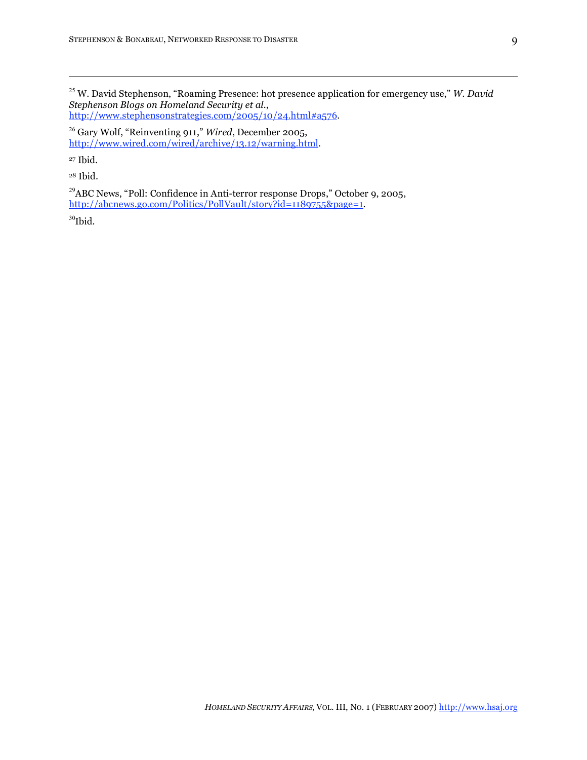[25] W. David Stephenson, "Roaming Presence: hot presence application for emergency use," *W. David Stephenson Blogs on Homeland Security et al.*, http://www.stephensonstrategies.com/2005/10/24.html#a576.

[26] Gary Wolf, "Reinventing 911," *Wired*, December 2005, http://www.wired.com/wired/archive/13.12/warning.html.

[27] Ibid.

[28] Ibid.

[29] ABC News, "Poll: Confidence in Anti-terror response Drops," October 9, 2005, http://abcnews.go.com/Politics/PollVault/story?id=1189755&page=1.

[30] Ibid.